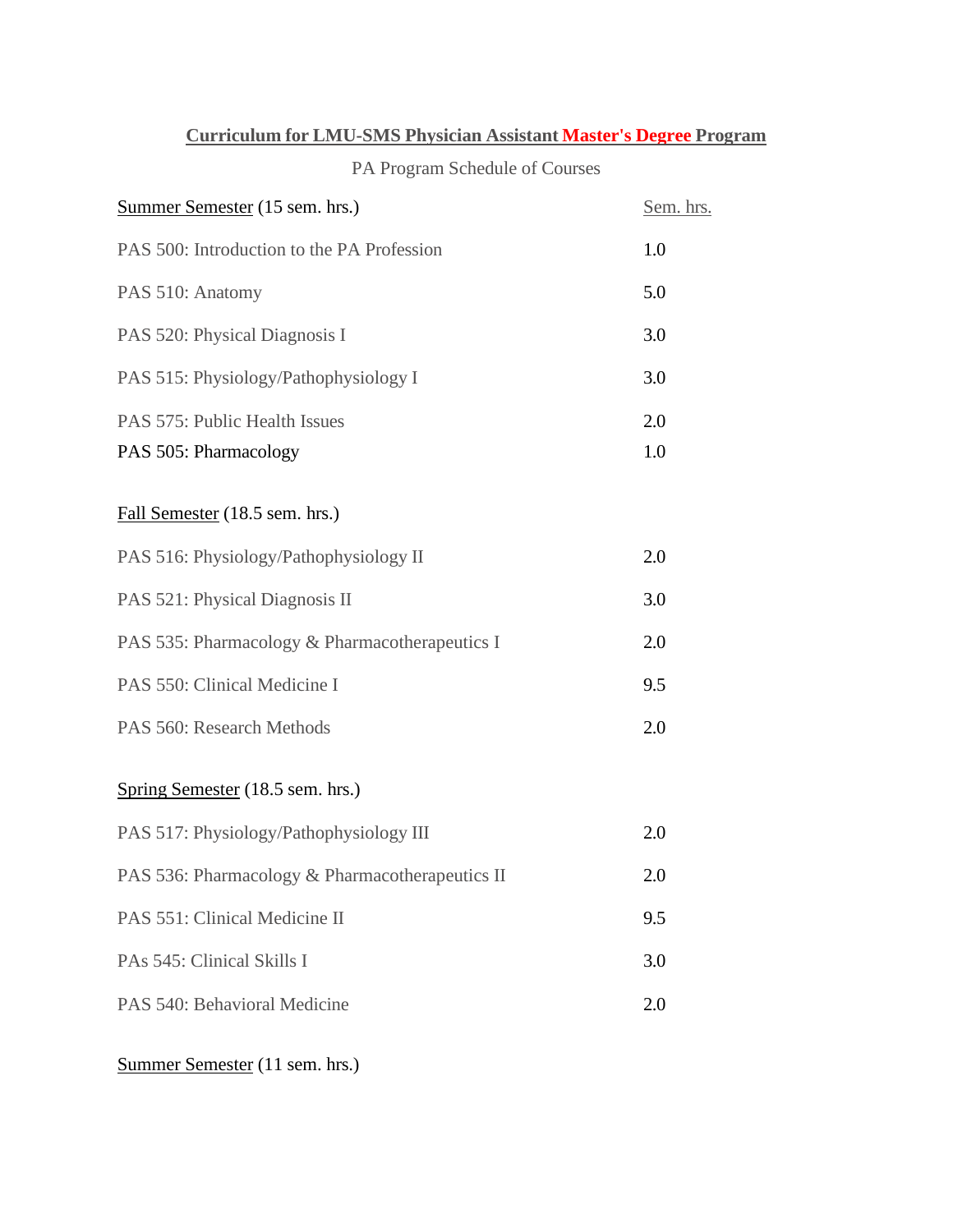# Curriculum for LMU-SMS Physician Assistant Master's Degree Program

PA Program Schedule of Courses

| Summer Semester (15 sem. hrs.) | Sem. hrs. |
|---|---|
| PAS 500: Introduction to the PA Profession | 1.0 |
| PAS 510: Anatomy | 5.0 |
| PAS 520: Physical Diagnosis I | 3.0 |
| PAS 515: Physiology/Pathophysiology I | 3.0 |
| PAS 575: Public Health Issues | 2.0 |
| PAS 505: Pharmacology | 1.0 |

| Fall Semester (18.5 sem. hrs.) | |
|---|---|
| PAS 516: Physiology/Pathophysiology II | 2.0 |
| PAS 521: Physical Diagnosis II | 3.0 |
| PAS 535: Pharmacology & Pharmacotherapeutics I | 2.0 |
| PAS 550: Clinical Medicine I | 9.5 |
| PAS 560: Research Methods | 2.0 |

| Spring Semester (18.5 sem. hrs.) | |
|---|---|
| PAS 517: Physiology/Pathophysiology III | 2.0 |
| PAS 536: Pharmacology & Pharmacotherapeutics II | 2.0 |
| PAS 551: Clinical Medicine II | 9.5 |
| PAs 545: Clinical Skills I | 3.0 |
| PAS 540: Behavioral Medicine | 2.0 |

Summer Semester (11 sem. hrs.)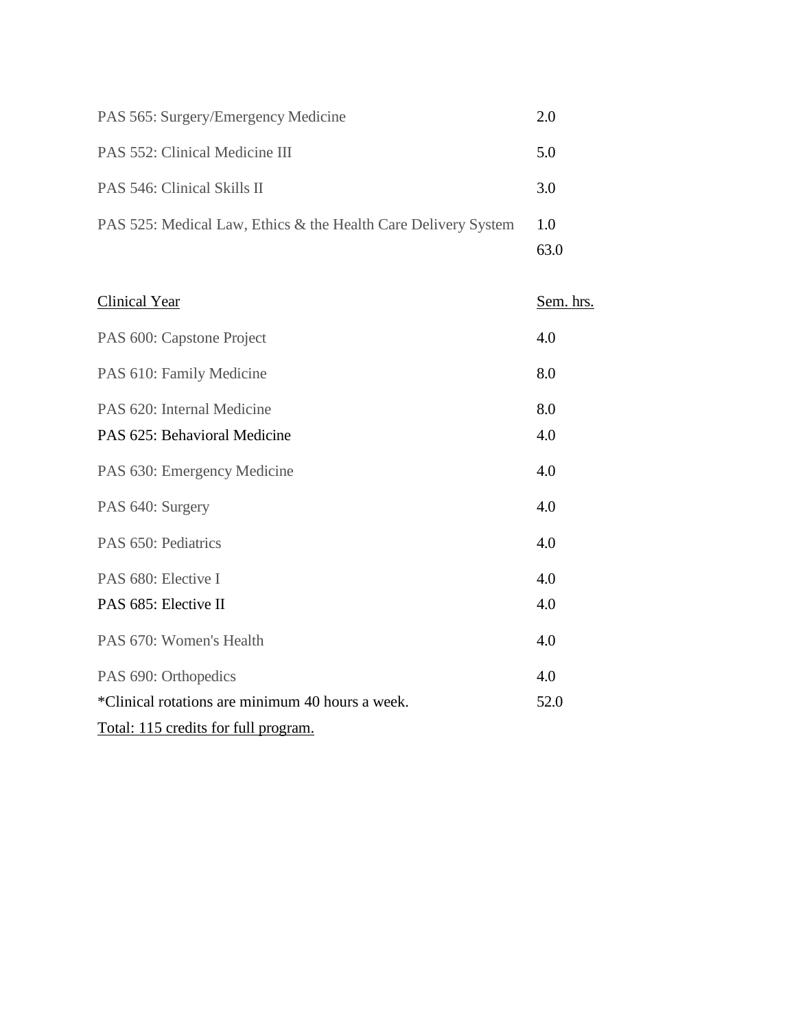| | |
|---|---|
| PAS 565: Surgery/Emergency Medicine | 2.0 |
| PAS 552: Clinical Medicine III | 5.0 |
| PAS 546: Clinical Skills II | 3.0 |
| PAS 525: Medical Law, Ethics & the Health Care Delivery System | 1.0 |
| | 63.0 |

| Clinical Year | Sem. hrs. |
|---|---|
| PAS 600: Capstone Project | 4.0 |
| PAS 610: Family Medicine | 8.0 |
| PAS 620: Internal Medicine | 8.0 |
| PAS 625: Behavioral Medicine | 4.0 |
| PAS 630: Emergency Medicine | 4.0 |
| PAS 640: Surgery | 4.0 |
| PAS 650: Pediatrics | 4.0 |
| PAS 680: Elective I | 4.0 |
| PAS 685: Elective II | 4.0 |
| PAS 670: Women's Health | 4.0 |
| PAS 690: Orthopedics | 4.0 |
| *Clinical rotations are minimum 40 hours a week. | 52.0 |

Total: 115 credits for full program.